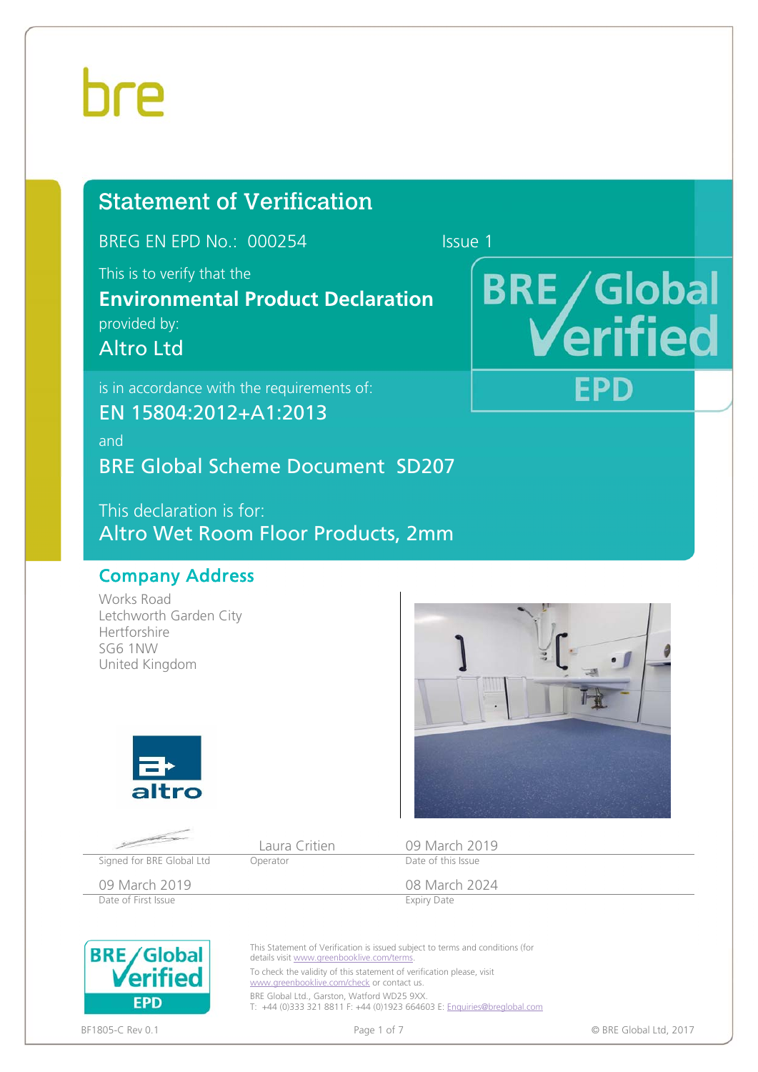# Statement of Verification

BREG EN EPD No.: 000254 Issue 1

This is to verify that the

**Environmental Product Declaration**

provided by:

## Altro Ltd

is in accordance with the requirements of:

**EN 15804:2012+A1:2013**

and

**BRE Global Scheme Document SD207**

This declaration is for:

**Altro Wet Room Floor Products, 2mm**

## Company Address

Works Road
Letchworth Garden City
Hertfordshire
SG6 1NW
United Kingdom

| Signed for BRE Global Ltd | Laura Critien<br>Operator | 09 March 2019<br>Date of this Issue |
|---|---|---|
| 09 March 2019<br>Date of First Issue | | 08 March 2024<br>Expiry Date |

This Statement of Verification is issued subject to terms and conditions (for details visit www.greenbooklive.com/terms.

To check the validity of this statement of verification please, visit www.greenbooklive.com/check or contact us.

BRE Global Ltd., Garston, Watford WD25 9XX.
T: +44 (0)333 321 8811 F: +44 (0)1923 664603 E: Enquiries@breglobal.com

BF1805-C Rev 0.1 © BRE Global Ltd, 2017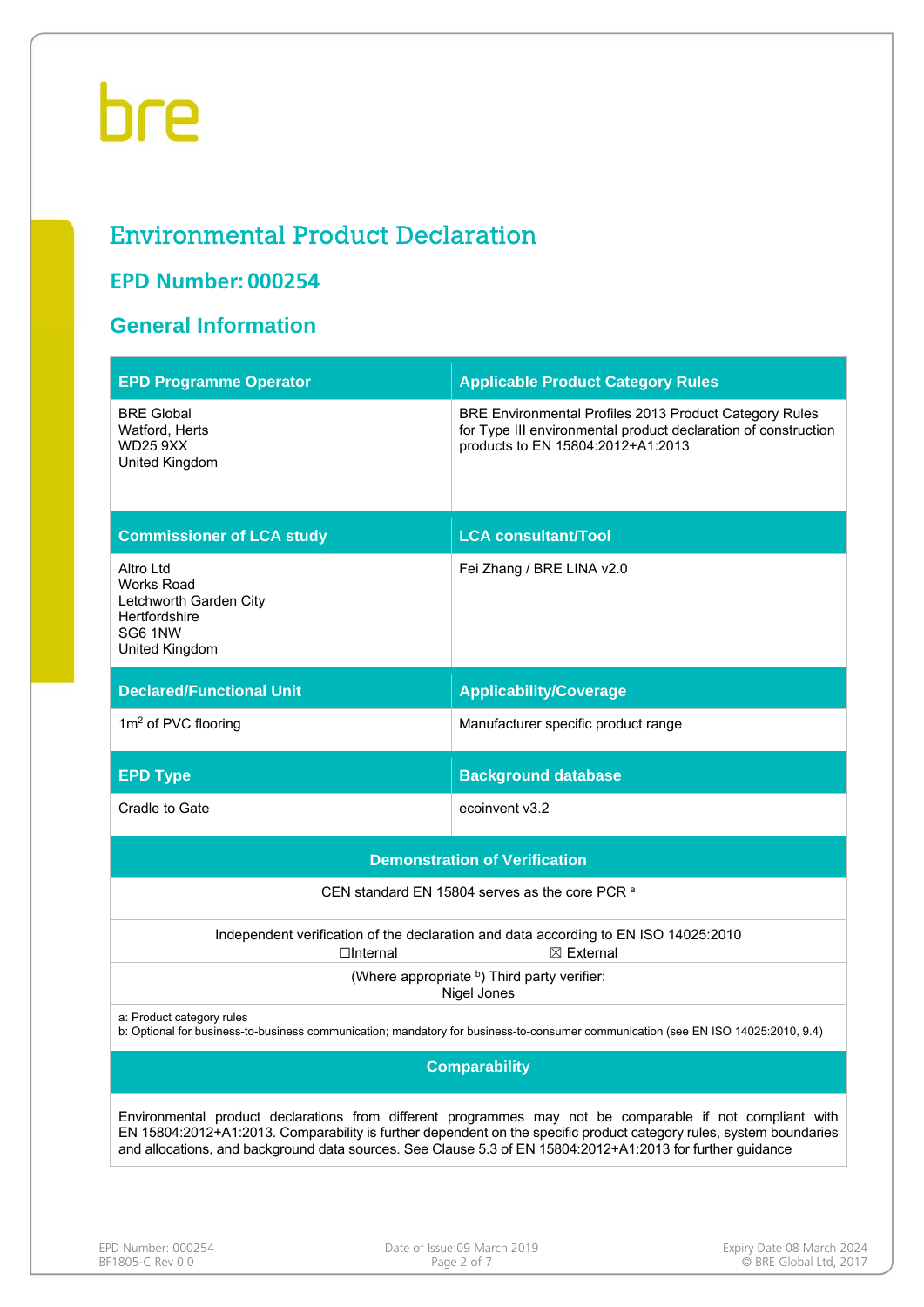bre

# Environmental Product Declaration

## EPD Number: 000254

## General Information

| EPD Programme Operator | Applicable Product Category Rules |
|---|---|
| BRE Global<br>Watford, Herts<br>WD25 9XX<br>United Kingdom | BRE Environmental Profiles 2013 Product Category Rules for Type III environmental product declaration of construction products to EN 15804:2012+A1:2013 |
| **Commissioner of LCA study** | **LCA consultant/Tool** |
| Altro Ltd<br>Works Road<br>Letchworth Garden City<br>Hertfordshire<br>SG6 1NW<br>United Kingdom | Fei Zhang / BRE LINA v2.0 |
| **Declared/Functional Unit** | **Applicability/Coverage** |
| 1m$^2$ of PVC flooring | Manufacturer specific product range |
| **EPD Type** | **Background database** |
| Cradle to Gate | ecoinvent v3.2 |

| Demonstration of Verification |
|---|
| CEN standard EN 15804 serves as the core PCR [a] |
| Independent verification of the declaration and data according to EN ISO 14025:2010<br>☐Internal ☒ External |
| (Where appropriate [b]) Third party verifier:<br>Nigel Jones |
| a: Product category rules<br>b: Optional for business-to-business communication; mandatory for business-to-consumer communication (see EN ISO 14025:2010, 9.4) |

| Comparability |
|---|
| Environmental product declarations from different programmes may not be comparable if not compliant with EN 15804:2012+A1:2013. Comparability is further dependent on the specific product category rules, system boundaries and allocations, and background data sources. See Clause 5.3 of EN 15804:2012+A1:2013 for further guidance |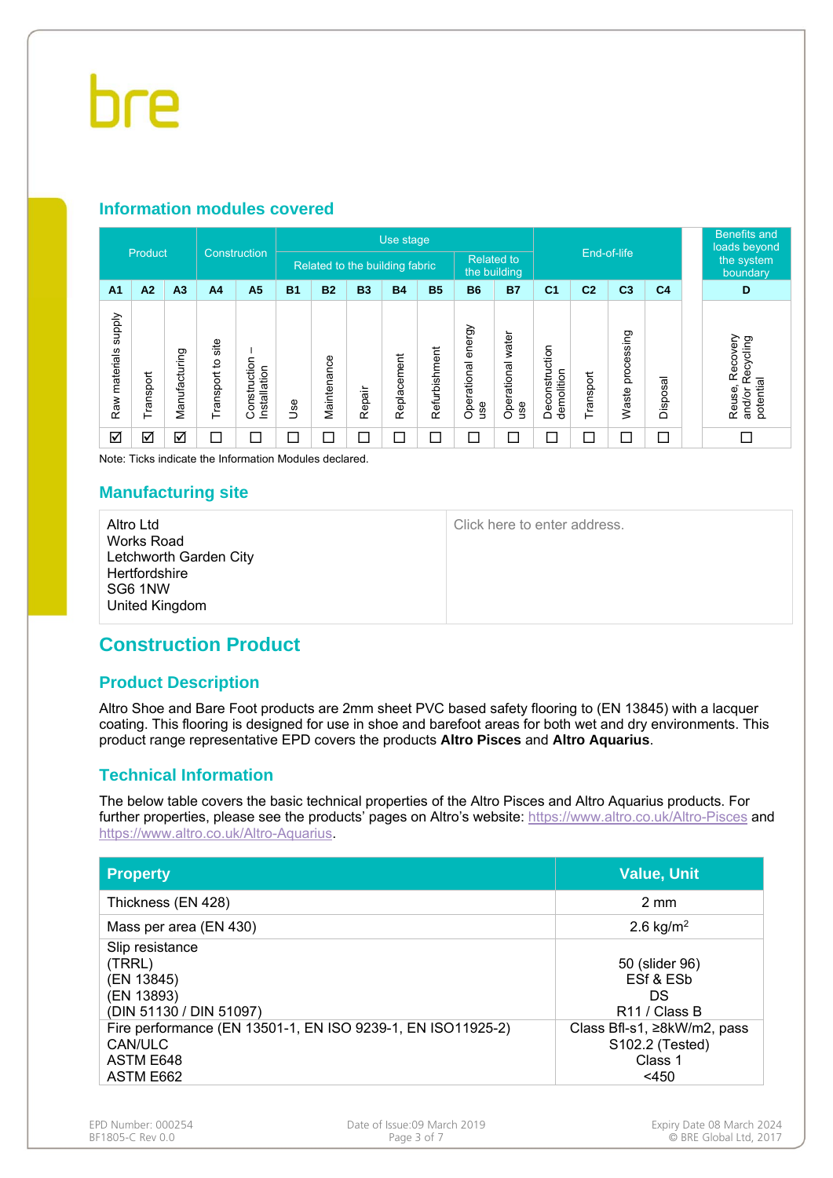## Information modules covered

| Product | | | Construction | | Use stage | | | | | | | End-of-life | | | | Benefits and loads beyond the system boundary |
|---|---|---|---|---|---|---|---|---|---|---|---|---|---|---|---|---|
| | | | | | Related to the building fabric | | | | | Related to the building | | | | | | |
| A1 | A2 | A3 | A4 | A5 | B1 | B2 | B3 | B4 | B5 | B6 | B7 | C1 | C2 | C3 | C4 | D |
| Raw materials supply | Transport | Manufacturing | Transport to site | Construction – Installation | Use | Maintenance | Repair | Replacement | Refurbishment | Operational energy use | Operational water use | Deconstruction demolition | Transport | Waste processing | Disposal | Reuse, Recovery and/or Recycling potential |
| ☑ | ☑ | ☑ | ☐ | ☐ | ☐ | ☐ | ☐ | ☐ | ☐ | ☐ | ☐ | ☐ | ☐ | ☐ | ☐ | ☐ |

Note: Ticks indicate the Information Modules declared.

## Manufacturing site

| | |
|---|---|
| Altro Ltd<br>Works Road<br>Letchworth Garden City<br>Hertfordshire<br>SG6 1NW<br>United Kingdom | Click here to enter address. |

# Construction Product

## Product Description

Altro Shoe and Bare Foot products are 2mm sheet PVC based safety flooring to (EN 13845) with a lacquer coating. This flooring is designed for use in shoe and barefoot areas for both wet and dry environments. This product range representative EPD covers the products **Altro Pisces** and **Altro Aquarius**.

## Technical Information

The below table covers the basic technical properties of the Altro Pisces and Altro Aquarius products. For further properties, please see the products' pages on Altro's website: https://www.altro.co.uk/Altro-Pisces and https://www.altro.co.uk/Altro-Aquarius.

| Property | Value, Unit |
|---|---|
| Thickness (EN 428) | 2 mm |
| Mass per area (EN 430) | 2.6 kg/m$^2$ |
| Slip resistance<br>(TRRL)<br>(EN 13845)<br>(EN 13893)<br>(DIN 51130 / DIN 51097) | 50 (slider 96)<br>ESf & ESb<br>DS<br>R11 / Class B |
| Fire performance (EN 13501-1, EN ISO 9239-1, EN ISO11925-2)<br>CAN/ULC<br>ASTM E648<br>ASTM E662 | Class Bfl-s1, ≥8kW/m2, pass<br>S102.2 (Tested)<br>Class 1<br><450 |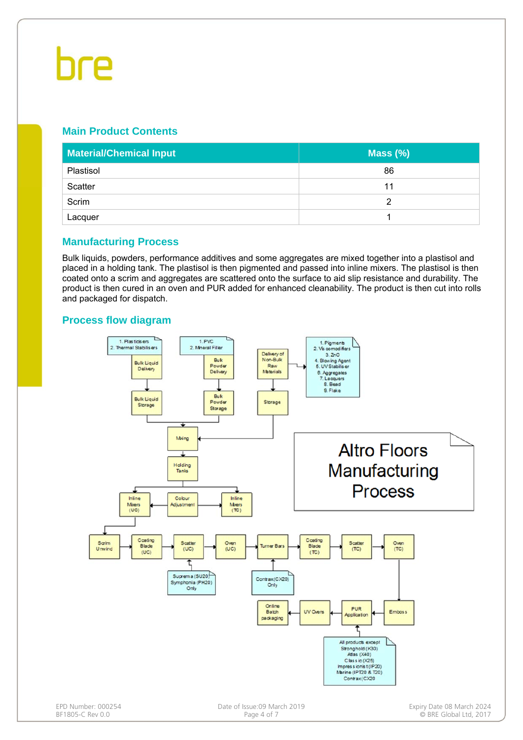## Main Product Contents

| Material/Chemical Input | Mass (%) |
|---|---|
| Plastisol | 86 |
| Scatter | 11 |
| Scrim | 2 |
| Lacquer | 1 |

## Manufacturing Process

Bulk liquids, powders, performance additives and some aggregates are mixed together into a plastisol and placed in a holding tank. The plastisol is then pigmented and passed into inline mixers. The plastisol is then coated onto a scrim and aggregates are scattered onto the surface to aid slip resistance and durability. The product is then cured in an oven and PUR added for enhanced cleanability. The product is then cut into rolls and packaged for dispatch.

## Process flow diagram

Altro Floors Manufacturing Process

1. Plasticisers
2. Thermal Stabilisers

Bulk Liquid Delivery → Bulk Liquid Storage

1. PVC
2. Mineral Filler

Bulk Powder Delivery → Bulk Powder Storage

Delivery of Non-Bulk Raw Materials → Storage

1. Pigments
2. Viscomodifiers
3. ZnO
4. Blowing Agent
5. UV Stabiliser
6. Aggregates
7. Lacquers
8. Bead
9. Flake

Mixing → Holding Tanks → Colour Adjustment → Inline Mixers (UC) / Inline Mixers (TC)

Scrim Unwind → Coating Blade (UC) → Scatter (UC) → Oven (UC) → Turner Bars → Coating Blade (TC) → Scatter (TC) → Oven (TC) → Emboss → PUR Application → UV Ovens → Online Batch packaging

Scatter (UC): Suprema (SU20) Symphonia (PH20) Only

Turner Bars: Contrax (CX20) Only

PUR Application: All products except Stronghold (K30) Atlas (X40) Classic (X25) Impressionist (IP20) Marine (IPT20 & T20) Contrax (CX20)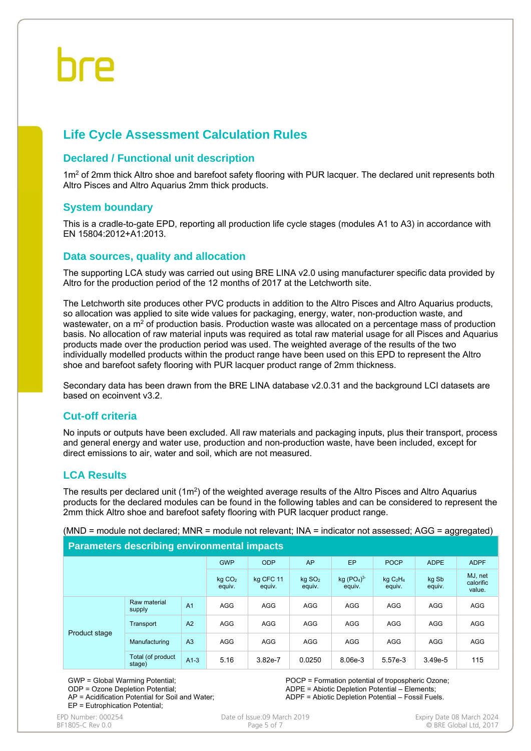# Life Cycle Assessment Calculation Rules

## Declared / Functional unit description

1m$^2$ of 2mm thick Altro shoe and barefoot safety flooring with PUR lacquer. The declared unit represents both Altro Pisces and Altro Aquarius 2mm thick products.

## System boundary

This is a cradle-to-gate EPD, reporting all production life cycle stages (modules A1 to A3) in accordance with EN 15804:2012+A1:2013.

## Data sources, quality and allocation

The supporting LCA study was carried out using BRE LINA v2.0 using manufacturer specific data provided by Altro for the production period of the 12 months of 2017 at the Letchworth site.

The Letchworth site produces other PVC products in addition to the Altro Pisces and Altro Aquarius products, so allocation was applied to site wide values for packaging, energy, water, non-production waste, and wastewater, on a m$^2$ of production basis. Production waste was allocated on a percentage mass of production basis. No allocation of raw material inputs was required as total raw material usage for all Pisces and Aquarius products made over the production period was used. The weighted average of the results of the two individually modelled products within the product range have been used on this EPD to represent the Altro shoe and barefoot safety flooring with PUR lacquer product range of 2mm thickness.

Secondary data has been drawn from the BRE LINA database v2.0.31 and the background LCI datasets are based on ecoinvent v3.2.

## Cut-off criteria

No inputs or outputs have been excluded. All raw materials and packaging inputs, plus their transport, process and general energy and water use, production and non-production waste, have been included, except for direct emissions to air, water and soil, which are not measured.

## LCA Results

The results per declared unit (1m$^2$) of the weighted average results of the Altro Pisces and Altro Aquarius products for the declared modules can be found in the following tables and can be considered to represent the 2mm thick Altro shoe and barefoot safety flooring with PUR lacquer product range.

(MND = module not declared; MNR = module not relevant; INA = indicator not assessed; AGG = aggregated)

| Parameters describing environmental impacts | | | | | | | | | |
|---|---|---|---|---|---|---|---|---|---|
| | | | GWP | ODP | AP | EP | POCP | ADPE | ADPF |
| | | | kg $CO_2$ equiv. | kg CFC 11 equiv. | kg $SO_2$ equiv. | kg $(PO_4)^{3-}$ equiv. | kg $C_2H_4$ equiv. | kg Sb equiv. | MJ, net calorific value. |
| Product stage | Raw material supply | A1 | AGG | AGG | AGG | AGG | AGG | AGG | AGG |
| | Transport | A2 | AGG | AGG | AGG | AGG | AGG | AGG | AGG |
| | Manufacturing | A3 | AGG | AGG | AGG | AGG | AGG | AGG | AGG |
| | Total (of product stage) | A1-3 | 5.16 | 3.82e-7 | 0.0250 | 8.06e-3 | 5.57e-3 | 3.49e-5 | 115 |

GWP = Global Warming Potential;
ODP = Ozone Depletion Potential;
AP = Acidification Potential for Soil and Water;
EP = Eutrophication Potential;
POCP = Formation potential of tropospheric Ozone;
ADPE = Abiotic Depletion Potential – Elements;
ADPF = Abiotic Depletion Potential – Fossil Fuels.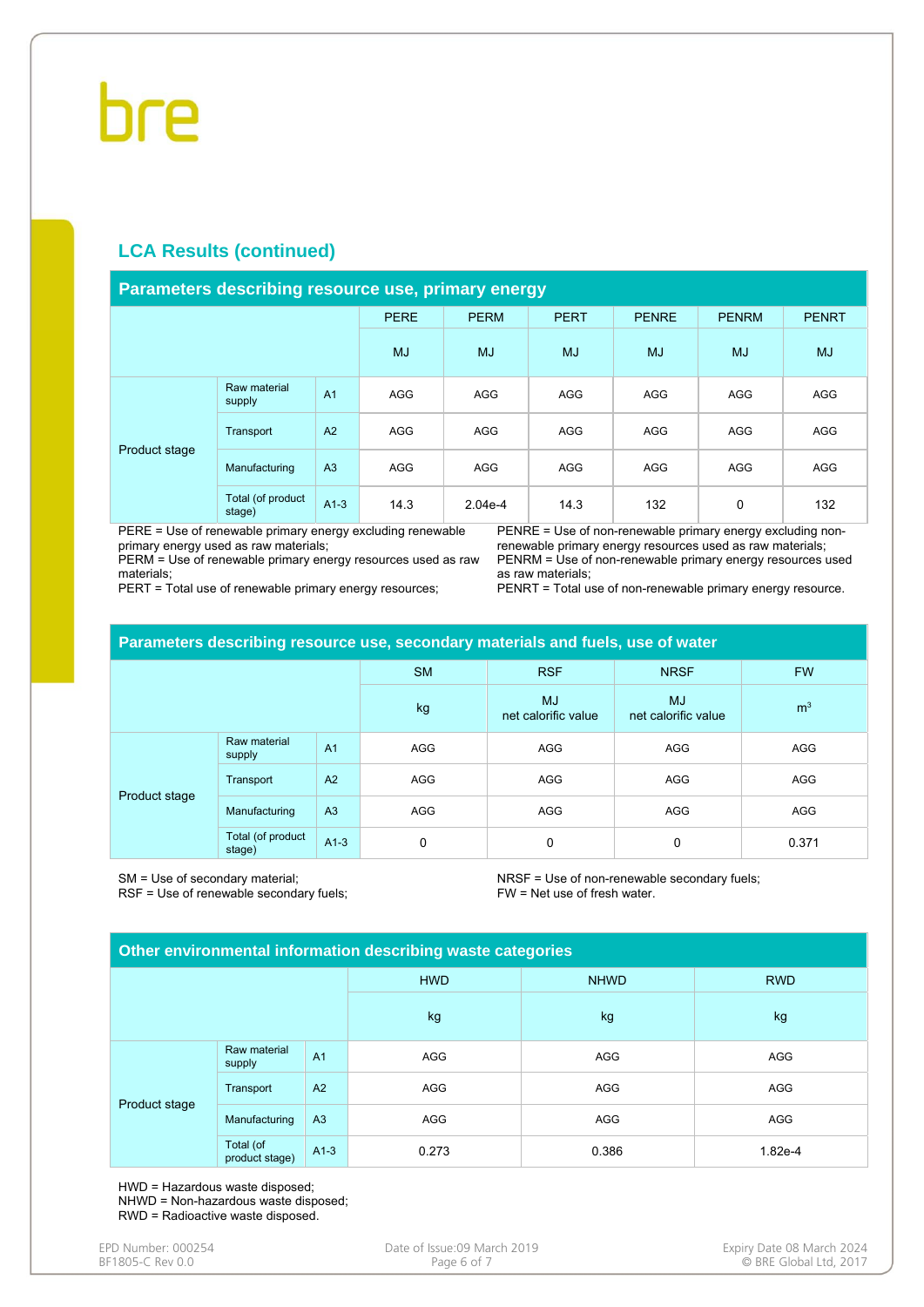## LCA Results (continued)

**Parameters describing resource use, primary energy**

| | | | PERE | PERM | PERT | PENRE | PENRM | PENRT |
|---|---|---|---|---|---|---|---|---|
| | | | MJ | MJ | MJ | MJ | MJ | MJ |
| Product stage | Raw material supply | A1 | AGG | AGG | AGG | AGG | AGG | AGG |
| | Transport | A2 | AGG | AGG | AGG | AGG | AGG | AGG |
| | Manufacturing | A3 | AGG | AGG | AGG | AGG | AGG | AGG |
| | Total (of product stage) | A1-3 | 14.3 | 2.04e-4 | 14.3 | 132 | 0 | 132 |

PERE = Use of renewable primary energy excluding renewable primary energy used as raw materials;
PERM = Use of renewable primary energy resources used as raw materials;
PERT = Total use of renewable primary energy resources;
PENRE = Use of non-renewable primary energy excluding non-renewable primary energy resources used as raw materials;
PENRM = Use of non-renewable primary energy resources used as raw materials;
PENRT = Total use of non-renewable primary energy resource.

**Parameters describing resource use, secondary materials and fuels, use of water**

| | | | SM | RSF | NRSF | FW |
|---|---|---|---|---|---|---|
| | | | kg | MJ net calorific value | MJ net calorific value | $m^3$ |
| Product stage | Raw material supply | A1 | AGG | AGG | AGG | AGG |
| | Transport | A2 | AGG | AGG | AGG | AGG |
| | Manufacturing | A3 | AGG | AGG | AGG | AGG |
| | Total (of product stage) | A1-3 | 0 | 0 | 0 | 0.371 |

SM = Use of secondary material;
RSF = Use of renewable secondary fuels;
NRSF = Use of non-renewable secondary fuels;
FW = Net use of fresh water.

**Other environmental information describing waste categories**

| | | | HWD | NHWD | RWD |
|---|---|---|---|---|---|
| | | | kg | kg | kg |
| Product stage | Raw material supply | A1 | AGG | AGG | AGG |
| | Transport | A2 | AGG | AGG | AGG |
| | Manufacturing | A3 | AGG | AGG | AGG |
| | Total (of product stage) | A1-3 | 0.273 | 0.386 | 1.82e-4 |

HWD = Hazardous waste disposed;
NHWD = Non-hazardous waste disposed;
RWD = Radioactive waste disposed.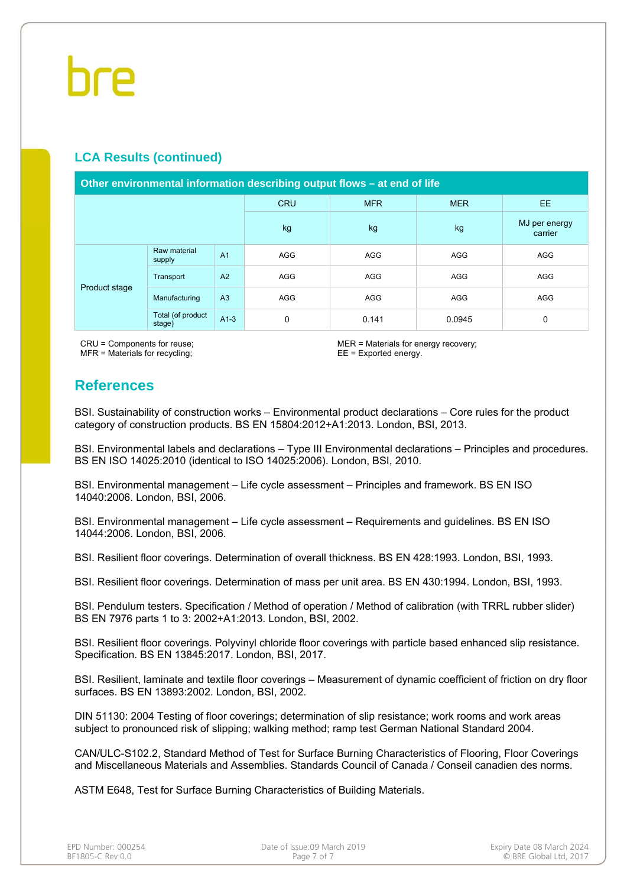## LCA Results (continued)

| Other environmental information describing output flows – at end of life | | | CRU | MFR | MER | EE |
|---|---|---|---|---|---|---|
| | | | kg | kg | kg | MJ per energy carrier |
| Product stage | Raw material supply | A1 | AGG | AGG | AGG | AGG |
| | Transport | A2 | AGG | AGG | AGG | AGG |
| | Manufacturing | A3 | AGG | AGG | AGG | AGG |
| | Total (of product stage) | A1-3 | 0 | 0.141 | 0.0945 | 0 |

CRU = Components for reuse;
MFR = Materials for recycling;
MER = Materials for energy recovery;
EE = Exported energy.

## References

BSI. Sustainability of construction works – Environmental product declarations – Core rules for the product category of construction products. BS EN 15804:2012+A1:2013. London, BSI, 2013.

BSI. Environmental labels and declarations – Type III Environmental declarations – Principles and procedures. BS EN ISO 14025:2010 (identical to ISO 14025:2006). London, BSI, 2010.

BSI. Environmental management – Life cycle assessment – Principles and framework. BS EN ISO 14040:2006. London, BSI, 2006.

BSI. Environmental management – Life cycle assessment – Requirements and guidelines. BS EN ISO 14044:2006. London, BSI, 2006.

BSI. Resilient floor coverings. Determination of overall thickness. BS EN 428:1993. London, BSI, 1993.

BSI. Resilient floor coverings. Determination of mass per unit area. BS EN 430:1994. London, BSI, 1993.

BSI. Pendulum testers. Specification / Method of operation / Method of calibration (with TRRL rubber slider) BS EN 7976 parts 1 to 3: 2002+A1:2013. London, BSI, 2002.

BSI. Resilient floor coverings. Polyvinyl chloride floor coverings with particle based enhanced slip resistance. Specification. BS EN 13845:2017. London, BSI, 2017.

BSI. Resilient, laminate and textile floor coverings – Measurement of dynamic coefficient of friction on dry floor surfaces. BS EN 13893:2002. London, BSI, 2002.

DIN 51130: 2004 Testing of floor coverings; determination of slip resistance; work rooms and work areas subject to pronounced risk of slipping; walking method; ramp test German National Standard 2004.

CAN/ULC-S102.2, Standard Method of Test for Surface Burning Characteristics of Flooring, Floor Coverings and Miscellaneous Materials and Assemblies. Standards Council of Canada / Conseil canadien des norms.

ASTM E648, Test for Surface Burning Characteristics of Building Materials.